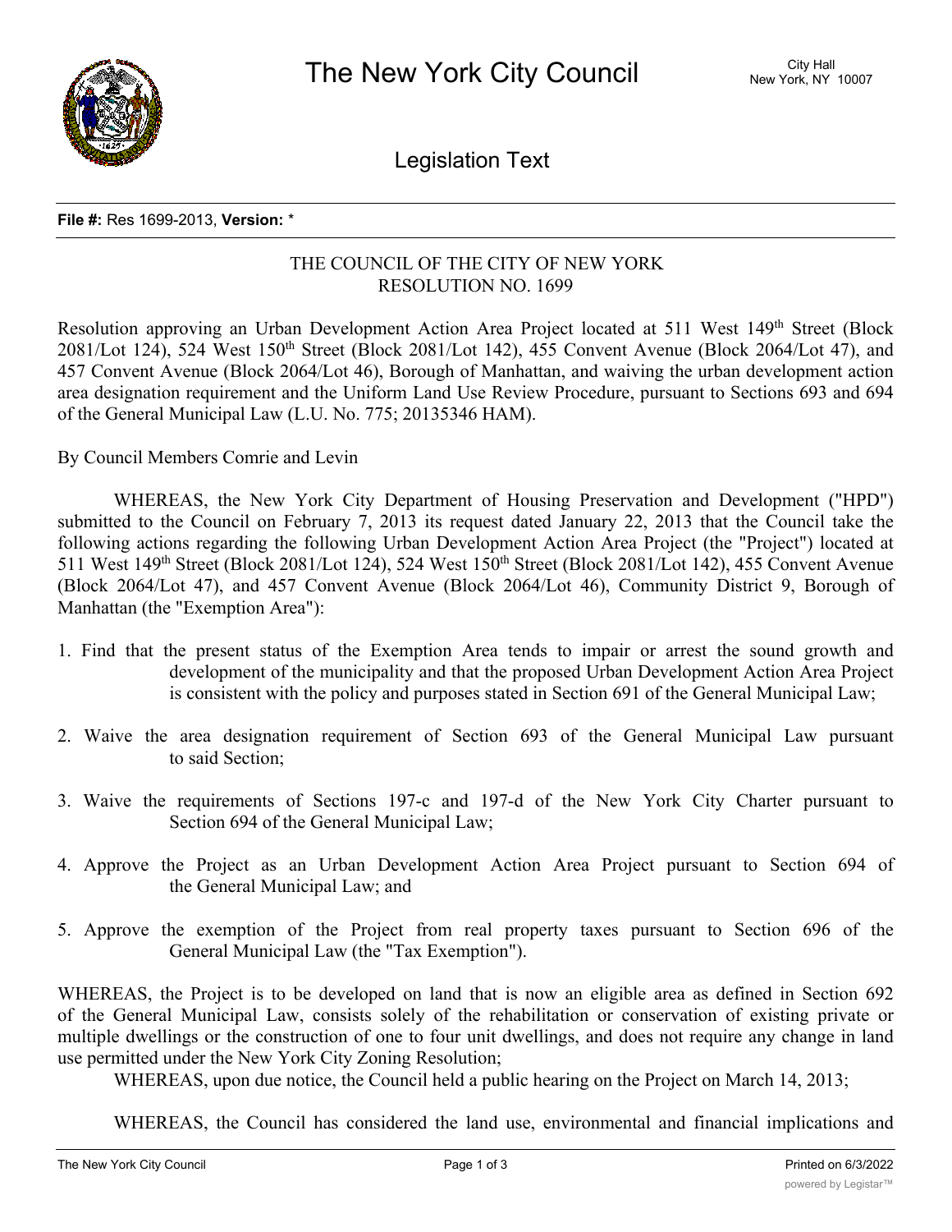# The New York City Council

City Hall
New York, NY 10007

## Legislation Text

**File #:** Res 1699-2013, **Version:** *

THE COUNCIL OF THE CITY OF NEW YORK
RESOLUTION NO. 1699

Resolution approving an Urban Development Action Area Project located at 511 West 149th Street (Block 2081/Lot 124), 524 West 150th Street (Block 2081/Lot 142), 455 Convent Avenue (Block 2064/Lot 47), and 457 Convent Avenue (Block 2064/Lot 46), Borough of Manhattan, and waiving the urban development action area designation requirement and the Uniform Land Use Review Procedure, pursuant to Sections 693 and 694 of the General Municipal Law (L.U. No. 775; 20135346 HAM).

By Council Members Comrie and Levin

WHEREAS, the New York City Department of Housing Preservation and Development ("HPD") submitted to the Council on February 7, 2013 its request dated January 22, 2013 that the Council take the following actions regarding the following Urban Development Action Area Project (the "Project") located at 511 West 149th Street (Block 2081/Lot 124), 524 West 150th Street (Block 2081/Lot 142), 455 Convent Avenue (Block 2064/Lot 47), and 457 Convent Avenue (Block 2064/Lot 46), Community District 9, Borough of Manhattan (the "Exemption Area"):

1. Find that the present status of the Exemption Area tends to impair or arrest the sound growth and development of the municipality and that the proposed Urban Development Action Area Project is consistent with the policy and purposes stated in Section 691 of the General Municipal Law;

2. Waive the area designation requirement of Section 693 of the General Municipal Law pursuant to said Section;

3. Waive the requirements of Sections 197-c and 197-d of the New York City Charter pursuant to Section 694 of the General Municipal Law;

4. Approve the Project as an Urban Development Action Area Project pursuant to Section 694 of the General Municipal Law; and

5. Approve the exemption of the Project from real property taxes pursuant to Section 696 of the General Municipal Law (the "Tax Exemption").

WHEREAS, the Project is to be developed on land that is now an eligible area as defined in Section 692 of the General Municipal Law, consists solely of the rehabilitation or conservation of existing private or multiple dwellings or the construction of one to four unit dwellings, and does not require any change in land use permitted under the New York City Zoning Resolution;

WHEREAS, upon due notice, the Council held a public hearing on the Project on March 14, 2013;

WHEREAS, the Council has considered the land use, environmental and financial implications and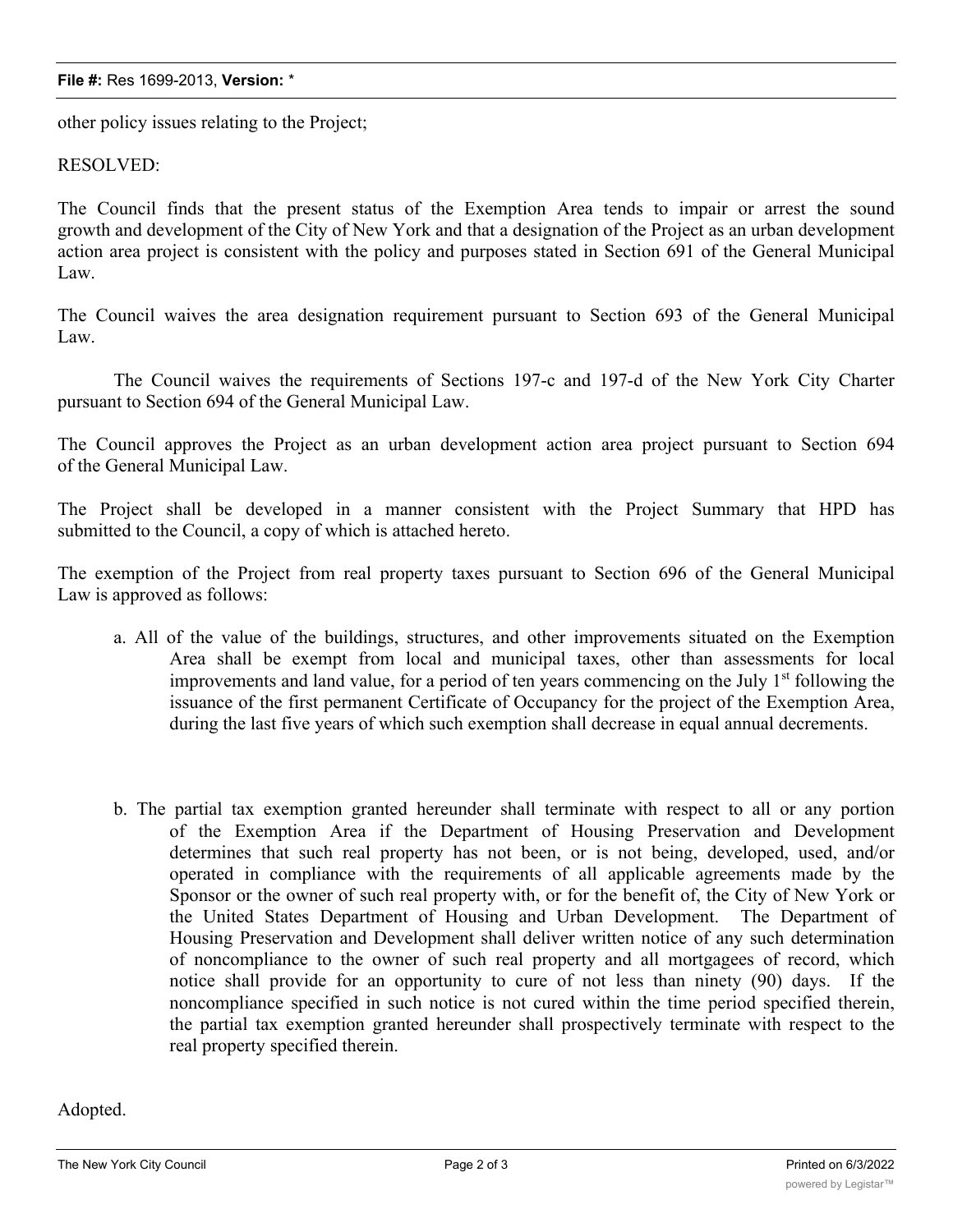other policy issues relating to the Project;

RESOLVED:

The Council finds that the present status of the Exemption Area tends to impair or arrest the sound growth and development of the City of New York and that a designation of the Project as an urban development action area project is consistent with the policy and purposes stated in Section 691 of the General Municipal Law.

The Council waives the area designation requirement pursuant to Section 693 of the General Municipal Law.

The Council waives the requirements of Sections 197-c and 197-d of the New York City Charter pursuant to Section 694 of the General Municipal Law.

The Council approves the Project as an urban development action area project pursuant to Section 694 of the General Municipal Law.

The Project shall be developed in a manner consistent with the Project Summary that HPD has submitted to the Council, a copy of which is attached hereto.

The exemption of the Project from real property taxes pursuant to Section 696 of the General Municipal Law is approved as follows:

a. All of the value of the buildings, structures, and other improvements situated on the Exemption Area shall be exempt from local and municipal taxes, other than assessments for local improvements and land value, for a period of ten years commencing on the July 1st following the issuance of the first permanent Certificate of Occupancy for the project of the Exemption Area, during the last five years of which such exemption shall decrease in equal annual decrements.

b. The partial tax exemption granted hereunder shall terminate with respect to all or any portion of the Exemption Area if the Department of Housing Preservation and Development determines that such real property has not been, or is not being, developed, used, and/or operated in compliance with the requirements of all applicable agreements made by the Sponsor or the owner of such real property with, or for the benefit of, the City of New York or the United States Department of Housing and Urban Development. The Department of Housing Preservation and Development shall deliver written notice of any such determination of noncompliance to the owner of such real property and all mortgagees of record, which notice shall provide for an opportunity to cure of not less than ninety (90) days. If the noncompliance specified in such notice is not cured within the time period specified therein, the partial tax exemption granted hereunder shall prospectively terminate with respect to the real property specified therein.

Adopted.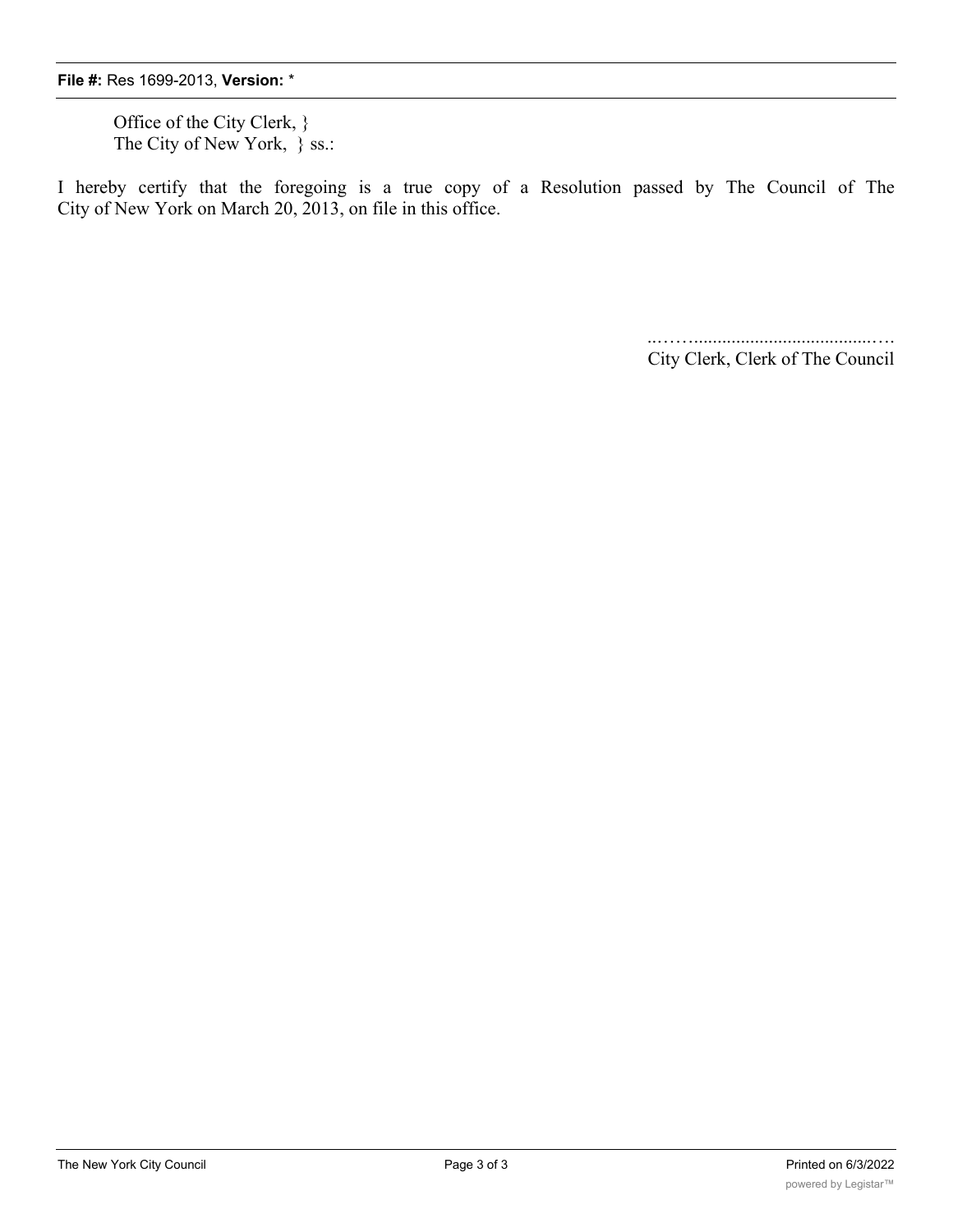Office of the City Clerk, }
The City of New York, } ss.:

I hereby certify that the foregoing is a true copy of a Resolution passed by The Council of The City of New York on March 20, 2013, on file in this office.

..……........................................…

City Clerk, Clerk of The Council